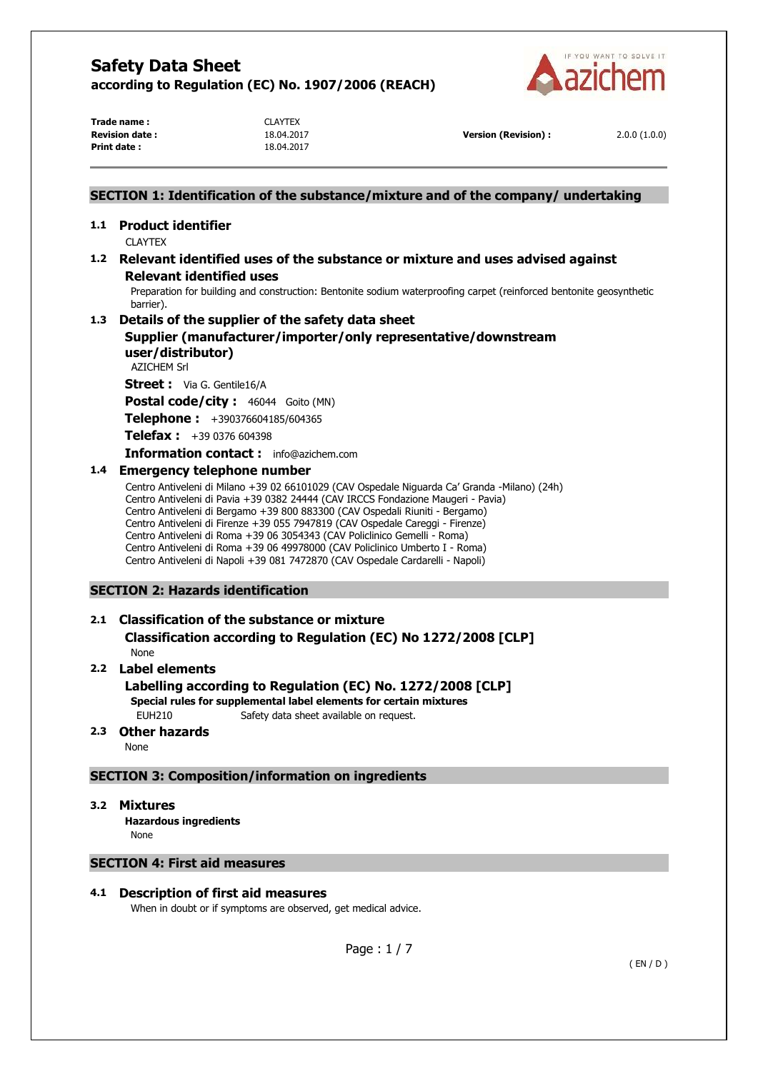# Safety Data Sheet

**according to Regulation (EC) No. 1907/2006 (REACH)**

| | | | |
|---|---|---|---|
| **Trade name :** | CLAYTEX | | |
| **Revision date :** | 18.04.2017 | **Version (Revision) :** | 2.0.0 (1.0.0) |
| **Print date :** | 18.04.2017 | | |

## SECTION 1: Identification of the substance/mixture and of the company/ undertaking

### 1.1 Product identifier

CLAYTEX

### 1.2 Relevant identified uses of the substance or mixture and uses advised against

**Relevant identified uses**

Preparation for building and construction: Bentonite sodium waterproofing carpet (reinforced bentonite geosynthetic barrier).

### 1.3 Details of the supplier of the safety data sheet

**Supplier (manufacturer/importer/only representative/downstream user/distributor)**

AZICHEM Srl

**Street :** Via G. Gentile16/A

**Postal code/city :** 46044 Goito (MN)

**Telephone :** +390376604185/604365

**Telefax :** +39 0376 604398

**Information contact :** info@azichem.com

### 1.4 Emergency telephone number

Centro Antiveleni di Milano +39 02 66101029 (CAV Ospedale Niguarda Ca' Granda -Milano) (24h)
Centro Antiveleni di Pavia +39 0382 24444 (CAV IRCCS Fondazione Maugeri - Pavia)
Centro Antiveleni di Bergamo +39 800 883300 (CAV Ospedali Riuniti - Bergamo)
Centro Antiveleni di Firenze +39 055 7947819 (CAV Ospedale Careggi - Firenze)
Centro Antiveleni di Roma +39 06 3054343 (CAV Policlinico Gemelli - Roma)
Centro Antiveleni di Roma +39 06 49978000 (CAV Policlinico Umberto I - Roma)
Centro Antiveleni di Napoli +39 081 7472870 (CAV Ospedale Cardarelli - Napoli)

## SECTION 2: Hazards identification

### 2.1 Classification of the substance or mixture

**Classification according to Regulation (EC) No 1272/2008 [CLP]**

None

### 2.2 Label elements

**Labelling according to Regulation (EC) No. 1272/2008 [CLP]**

**Special rules for supplemental label elements for certain mixtures**

EUH210 Safety data sheet available on request.

### 2.3 Other hazards

None

## SECTION 3: Composition/information on ingredients

### 3.2 Mixtures

**Hazardous ingredients**

None

## SECTION 4: First aid measures

### 4.1 Description of first aid measures

When in doubt or if symptoms are observed, get medical advice.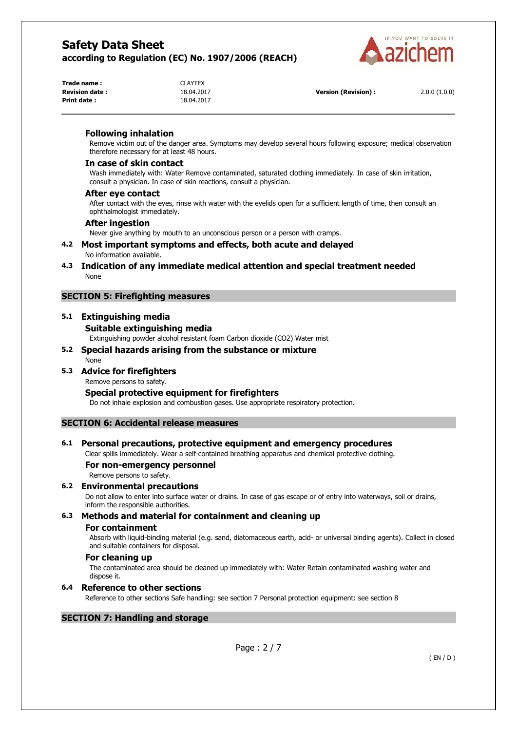#### Following inhalation

Remove victim out of the danger area. Symptoms may develop several hours following exposure; medical observation therefore necessary for at least 48 hours.

#### In case of skin contact

Wash immediately with: Water Remove contaminated, saturated clothing immediately. In case of skin irritation, consult a physician. In case of skin reactions, consult a physician.

#### After eye contact

After contact with the eyes, rinse with water with the eyelids open for a sufficient length of time, then consult an ophthalmologist immediately.

#### After ingestion

Never give anything by mouth to an unconscious person or a person with cramps.

### 4.2 Most important symptoms and effects, both acute and delayed

No information available.

### 4.3 Indication of any immediate medical attention and special treatment needed

None

## SECTION 5: Firefighting measures

### 5.1 Extinguishing media

#### Suitable extinguishing media

Extinguishing powder alcohol resistant foam Carbon dioxide ($CO_2$) Water mist

### 5.2 Special hazards arising from the substance or mixture

None

### 5.3 Advice for firefighters

Remove persons to safety.

#### Special protective equipment for firefighters

Do not inhale explosion and combustion gases. Use appropriate respiratory protection.

## SECTION 6: Accidental release measures

### 6.1 Personal precautions, protective equipment and emergency procedures

Clear spills immediately. Wear a self-contained breathing apparatus and chemical protective clothing.

#### For non-emergency personnel

Remove persons to safety.

### 6.2 Environmental precautions

Do not allow to enter into surface water or drains. In case of gas escape or of entry into waterways, soil or drains, inform the responsible authorities.

### 6.3 Methods and material for containment and cleaning up

#### For containment

Absorb with liquid-binding material (e.g. sand, diatomaceous earth, acid- or universal binding agents). Collect in closed and suitable containers for disposal.

#### For cleaning up

The contaminated area should be cleaned up immediately with: Water Retain contaminated washing water and dispose it.

### 6.4 Reference to other sections

Reference to other sections Safe handling: see section 7 Personal protection equipment: see section 8

## SECTION 7: Handling and storage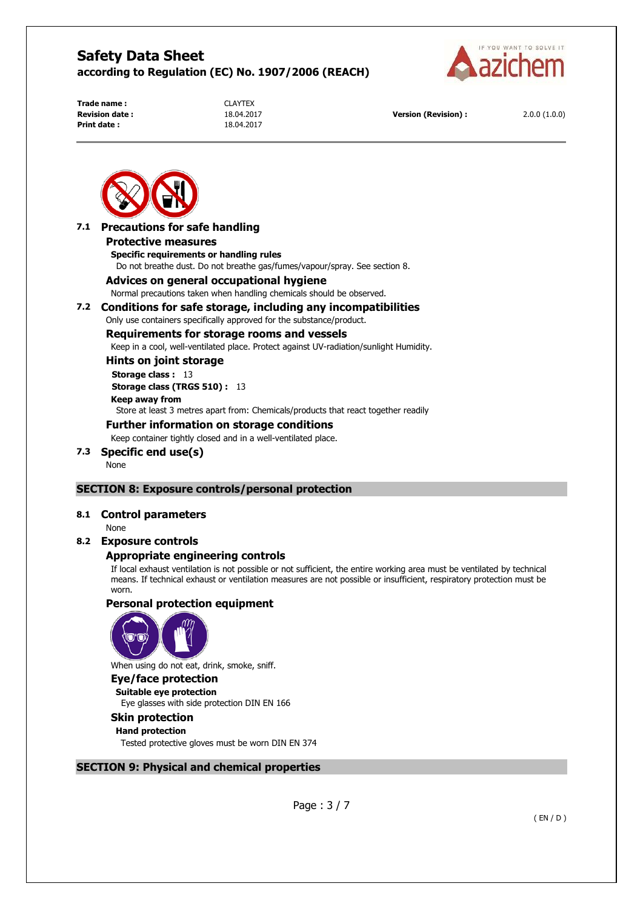### 7.1 Precautions for safe handling

#### Protective measures

**Specific requirements or handling rules**

Do not breathe dust. Do not breathe gas/fumes/vapour/spray. See section 8.

#### Advices on general occupational hygiene

Normal precautions taken when handling chemicals should be observed.

### 7.2 Conditions for safe storage, including any incompatibilities

Only use containers specifically approved for the substance/product.

#### Requirements for storage rooms and vessels

Keep in a cool, well-ventilated place. Protect against UV-radiation/sunlight Humidity.

#### Hints on joint storage

**Storage class :** 13

**Storage class (TRGS 510) :** 13

**Keep away from**

Store at least 3 metres apart from: Chemicals/products that react together readily

#### Further information on storage conditions

Keep container tightly closed and in a well-ventilated place.

### 7.3 Specific end use(s)

None

## SECTION 8: Exposure controls/personal protection

### 8.1 Control parameters

None

### 8.2 Exposure controls

#### Appropriate engineering controls

If local exhaust ventilation is not possible or not sufficient, the entire working area must be ventilated by technical means. If technical exhaust or ventilation measures are not possible or insufficient, respiratory protection must be worn.

#### Personal protection equipment

When using do not eat, drink, smoke, sniff.

#### Eye/face protection

**Suitable eye protection**

Eye glasses with side protection DIN EN 166

#### Skin protection

**Hand protection**

Tested protective gloves must be worn DIN EN 374

## SECTION 9: Physical and chemical properties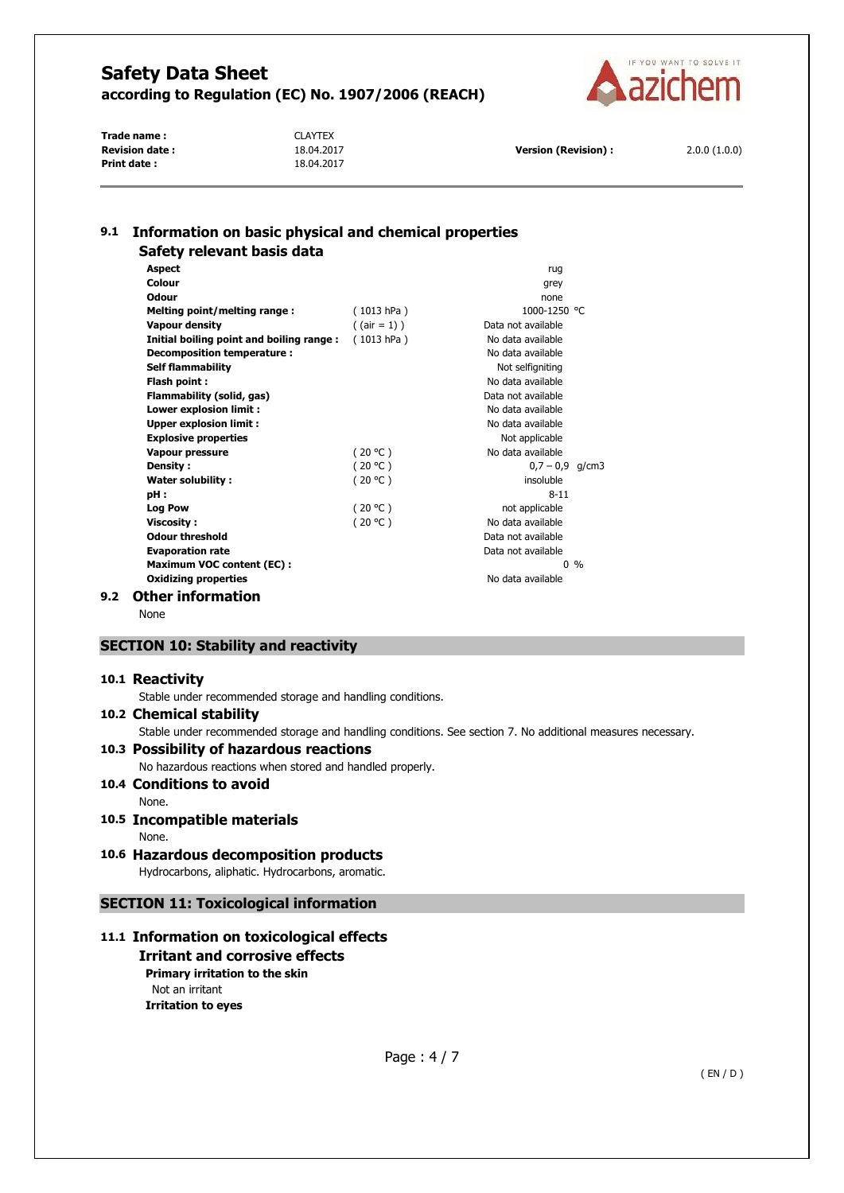## 9.1 Information on basic physical and chemical properties

### Safety relevant basis data

| | | |
|---|---|---|
| **Aspect** | | rug |
| **Colour** | | grey |
| **Odour** | | none |
| **Melting point/melting range :** | ( 1013 hPa ) | 1000-1250 °C |
| **Vapour density** | ( (air = 1) ) | Data not available |
| **Initial boiling point and boiling range :** | ( 1013 hPa ) | No data available |
| **Decomposition temperature :** | | No data available |
| **Self flammability** | | Not selfigniting |
| **Flash point :** | | No data available |
| **Flammability (solid, gas)** | | Data not available |
| **Lower explosion limit :** | | No data available |
| **Upper explosion limit :** | | No data available |
| **Explosive properties** | | Not applicable |
| **Vapour pressure** | ( 20 °C ) | No data available |
| **Density :** | ( 20 °C ) | 0,7 – 0,9 g/cm3 |
| **Water solubility :** | ( 20 °C ) | insoluble |
| **pH :** | | 8-11 |
| **Log Pow** | ( 20 °C ) | not applicable |
| **Viscosity :** | ( 20 °C ) | No data available |
| **Odour threshold** | | Data not available |
| **Evaporation rate** | | Data not available |
| **Maximum VOC content (EC) :** | | 0 % |
| **Oxidizing properties** | | No data available |

## 9.2 Other information

None

# SECTION 10: Stability and reactivity

## 10.1 Reactivity

Stable under recommended storage and handling conditions.

## 10.2 Chemical stability

Stable under recommended storage and handling conditions. See section 7. No additional measures necessary.

## 10.3 Possibility of hazardous reactions

No hazardous reactions when stored and handled properly.

## 10.4 Conditions to avoid

None.

## 10.5 Incompatible materials

None.

## 10.6 Hazardous decomposition products

Hydrocarbons, aliphatic. Hydrocarbons, aromatic.

# SECTION 11: Toxicological information

## 11.1 Information on toxicological effects

### Irritant and corrosive effects

**Primary irritation to the skin**

Not an irritant

**Irritation to eyes**

( EN / D )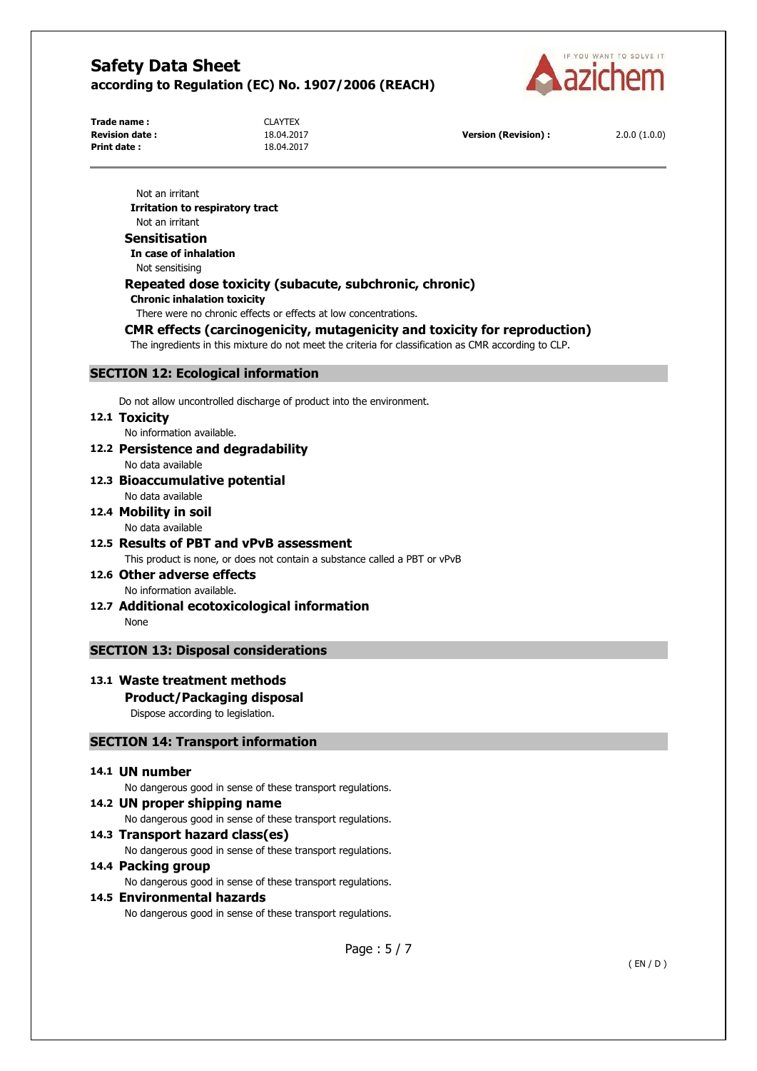Not an irritant

**Irritation to respiratory tract**

Not an irritant

### Sensitisation

**In case of inhalation**

Not sensitising

### Repeated dose toxicity (subacute, subchronic, chronic)

**Chronic inhalation toxicity**

There were no chronic effects or effects at low concentrations.

### CMR effects (carcinogenicity, mutagenicity and toxicity for reproduction)

The ingredients in this mixture do not meet the criteria for classification as CMR according to CLP.

## SECTION 12: Ecological information

Do not allow uncontrolled discharge of product into the environment.

### 12.1 Toxicity

No information available.

### 12.2 Persistence and degradability

No data available

### 12.3 Bioaccumulative potential

No data available

### 12.4 Mobility in soil

No data available

### 12.5 Results of PBT and vPvB assessment

This product is none, or does not contain a substance called a PBT or vPvB

### 12.6 Other adverse effects

No information available.

### 12.7 Additional ecotoxicological information

None

## SECTION 13: Disposal considerations

### 13.1 Waste treatment methods

#### Product/Packaging disposal

Dispose according to legislation.

## SECTION 14: Transport information

### 14.1 UN number

No dangerous good in sense of these transport regulations.

### 14.2 UN proper shipping name

No dangerous good in sense of these transport regulations.

### 14.3 Transport hazard class(es)

No dangerous good in sense of these transport regulations.

### 14.4 Packing group

No dangerous good in sense of these transport regulations.

### 14.5 Environmental hazards

No dangerous good in sense of these transport regulations.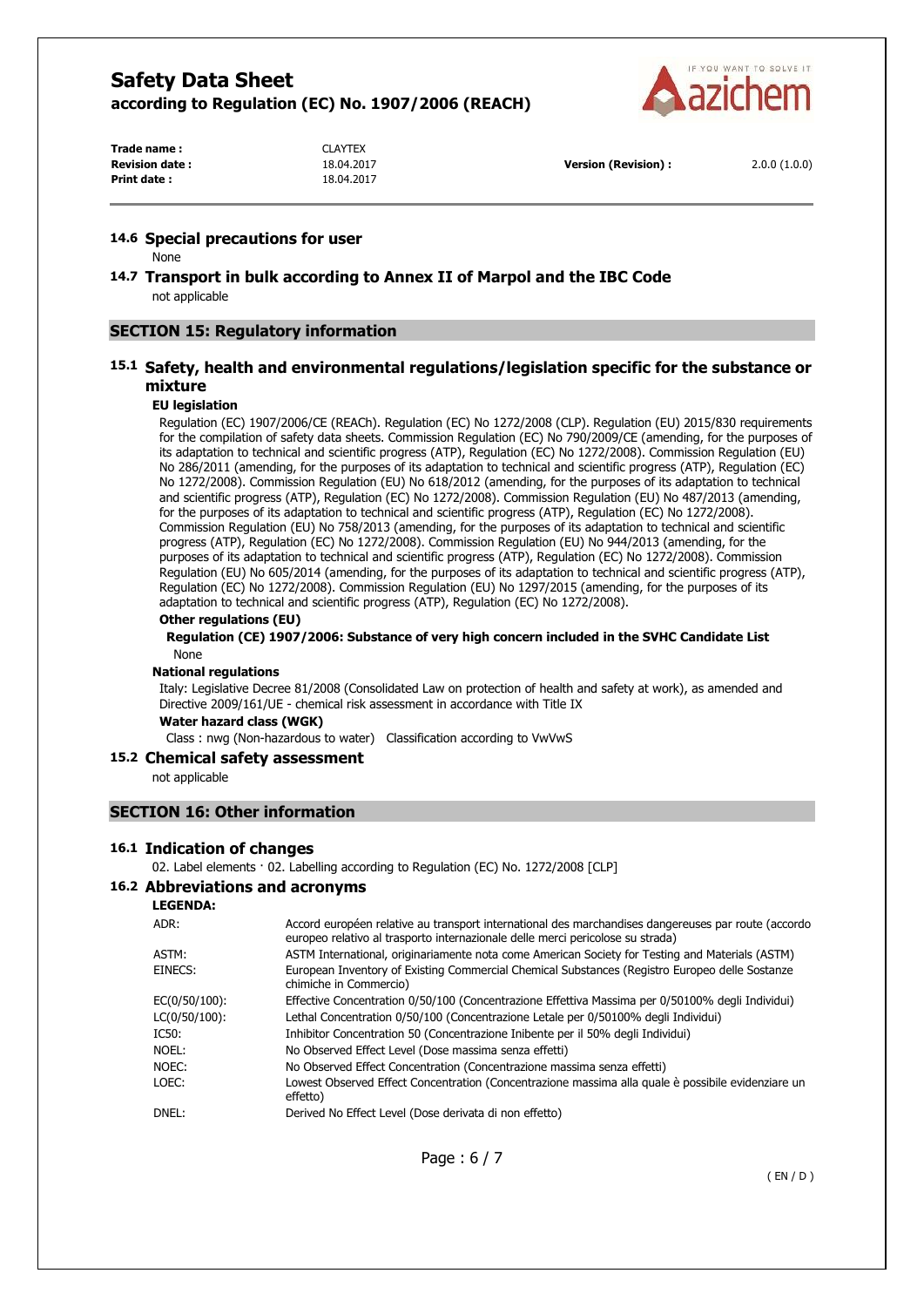### 14.6 Special precautions for user

None

### 14.7 Transport in bulk according to Annex II of Marpol and the IBC Code

not applicable

## SECTION 15: Regulatory information

### 15.1 Safety, health and environmental regulations/legislation specific for the substance or mixture

**EU legislation**

Regulation (EC) 1907/2006/CE (REACh). Regulation (EC) No 1272/2008 (CLP). Regulation (EU) 2015/830 requirements for the compilation of safety data sheets. Commission Regulation (EC) No 790/2009/CE (amending, for the purposes of its adaptation to technical and scientific progress (ATP), Regulation (EC) No 1272/2008). Commission Regulation (EU) No 286/2011 (amending, for the purposes of its adaptation to technical and scientific progress (ATP), Regulation (EC) No 1272/2008). Commission Regulation (EU) No 618/2012 (amending, for the purposes of its adaptation to technical and scientific progress (ATP), Regulation (EC) No 1272/2008). Commission Regulation (EU) No 487/2013 (amending, for the purposes of its adaptation to technical and scientific progress (ATP), Regulation (EC) No 1272/2008). Commission Regulation (EU) No 758/2013 (amending, for the purposes of its adaptation to technical and scientific progress (ATP), Regulation (EC) No 1272/2008). Commission Regulation (EU) No 944/2013 (amending, for the purposes of its adaptation to technical and scientific progress (ATP), Regulation (EC) No 1272/2008). Commission Regulation (EU) No 605/2014 (amending, for the purposes of its adaptation to technical and scientific progress (ATP), Regulation (EC) No 1272/2008). Commission Regulation (EU) No 1297/2015 (amending, for the purposes of its adaptation to technical and scientific progress (ATP), Regulation (EC) No 1272/2008).

**Other regulations (EU)**

**Regulation (CE) 1907/2006: Substance of very high concern included in the SVHC Candidate List**

None

**National regulations**

Italy: Legislative Decree 81/2008 (Consolidated Law on protection of health and safety at work), as amended and Directive 2009/161/UE - chemical risk assessment in accordance with Title IX

**Water hazard class (WGK)**

Class : nwg (Non-hazardous to water) Classification according to VwVwS

### 15.2 Chemical safety assessment

not applicable

## SECTION 16: Other information

### 16.1 Indication of changes

02. Label elements · 02. Labelling according to Regulation (EC) No. 1272/2008 [CLP]

### 16.2 Abbreviations and acronyms

**LEGENDA:**

| | |
|---|---|
| ADR: | Accord européen relative au transport international des marchandises dangereuses par route (accordo europeo relativo al trasporto internazionale delle merci pericolose su strada) |
| ASTM: | ASTM International, originariamente nota come American Society for Testing and Materials (ASTM) |
| EINECS: | European Inventory of Existing Commercial Chemical Substances (Registro Europeo delle Sostanze chimiche in Commercio) |
| EC(0/50/100): | Effective Concentration 0/50/100 (Concentrazione Effettiva Massima per 0/50100% degli Individui) |
| LC(0/50/100): | Lethal Concentration 0/50/100 (Concentrazione Letale per 0/50100% degli Individui) |
| IC50: | Inhibitor Concentration 50 (Concentrazione Inibente per il 50% degli Individui) |
| NOEL: | No Observed Effect Level (Dose massima senza effetti) |
| NOEC: | No Observed Effect Concentration (Concentrazione massima senza effetti) |
| LOEC: | Lowest Observed Effect Concentration (Concentrazione massima alla quale è possibile evidenziare un effetto) |
| DNEL: | Derived No Effect Level (Dose derivata di non effetto) |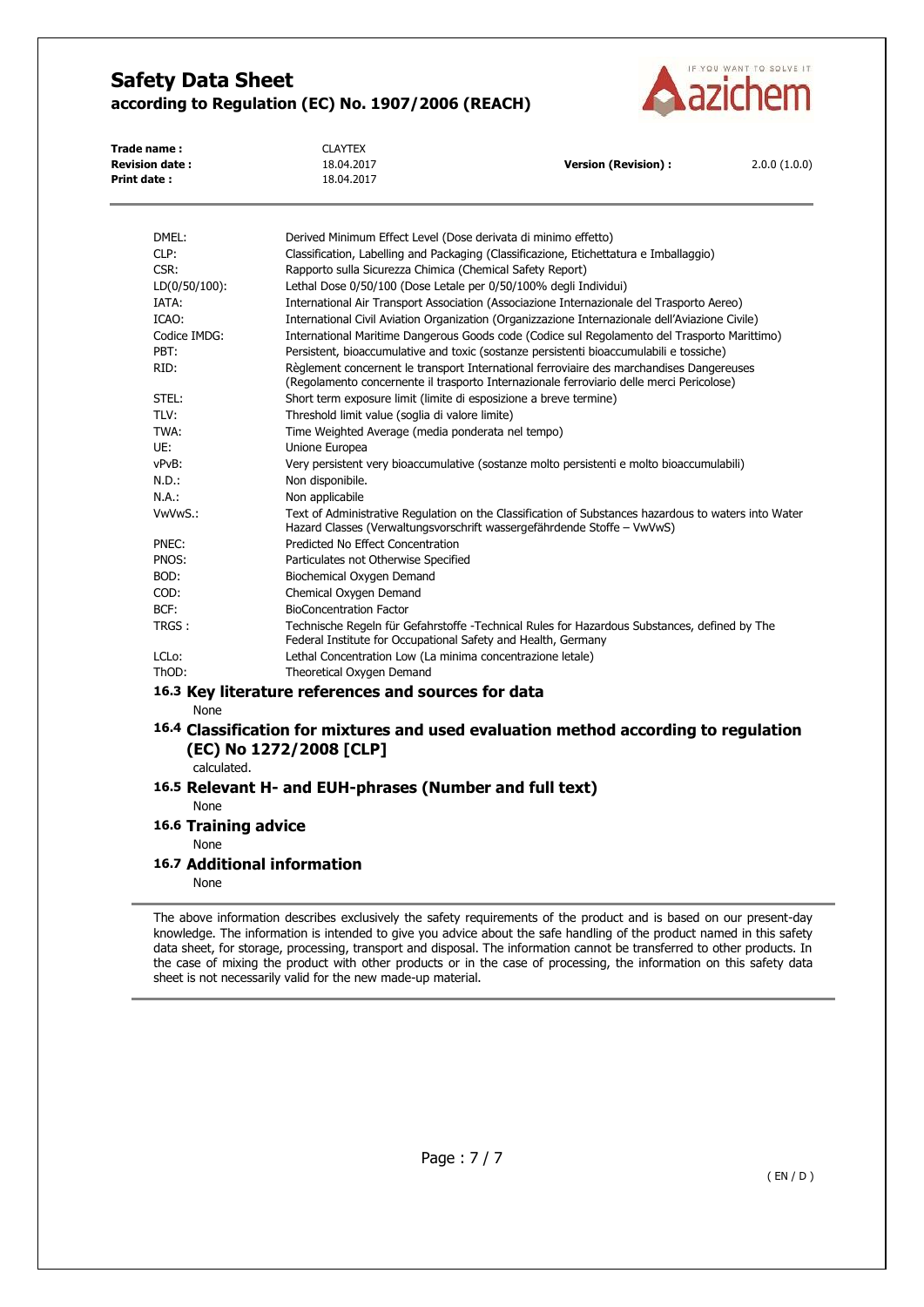| | |
|---|---|
| DMEL: | Derived Minimum Effect Level (Dose derivata di minimo effetto) |
| CLP: | Classification, Labelling and Packaging (Classificazione, Etichettatura e Imballaggio) |
| CSR: | Rapporto sulla Sicurezza Chimica (Chemical Safety Report) |
| LD(0/50/100): | Lethal Dose 0/50/100 (Dose Letale per 0/50/100% degli Individui) |
| IATA: | International Air Transport Association (Associazione Internazionale del Trasporto Aereo) |
| ICAO: | International Civil Aviation Organization (Organizzazione Internazionale dell'Aviazione Civile) |
| Codice IMDG: | International Maritime Dangerous Goods code (Codice sul Regolamento del Trasporto Marittimo) |
| PBT: | Persistent, bioaccumulative and toxic (sostanze persistenti bioaccumulabili e tossiche) |
| RID: | Règlement concernent le transport International ferroviaire des marchandises Dangereuses (Regolamento concernente il trasporto Internazionale ferroviario delle merci Pericolose) |
| STEL: | Short term exposure limit (limite di esposizione a breve termine) |
| TLV: | Threshold limit value (soglia di valore limite) |
| TWA: | Time Weighted Average (media ponderata nel tempo) |
| UE: | Unione Europea |
| vPvB: | Very persistent very bioaccumulative (sostanze molto persistenti e molto bioaccumulabili) |
| N.D.: | Non disponibile. |
| N.A.: | Non applicabile |
| VwVwS.: | Text of Administrative Regulation on the Classification of Substances hazardous to waters into Water Hazard Classes (Verwaltungsvorschrift wassergefährdende Stoffe – VwVwS) |
| PNEC: | Predicted No Effect Concentration |
| PNOS: | Particulates not Otherwise Specified |
| BOD: | Biochemical Oxygen Demand |
| COD: | Chemical Oxygen Demand |
| BCF: | BioConcentration Factor |
| TRGS : | Technische Regeln für Gefahrstoffe -Technical Rules for Hazardous Substances, defined by The Federal Institute for Occupational Safety and Health, Germany |
| LCLo: | Lethal Concentration Low (La minima concentrazione letale) |
| ThOD: | Theoretical Oxygen Demand |

## 16.3 Key literature references and sources for data

None

## 16.4 Classification for mixtures and used evaluation method according to regulation (EC) No 1272/2008 [CLP]

calculated.

## 16.5 Relevant H- and EUH-phrases (Number and full text)

None

## 16.6 Training advice

None

## 16.7 Additional information

None

The above information describes exclusively the safety requirements of the product and is based on our present-day knowledge. The information is intended to give you advice about the safe handling of the product named in this safety data sheet, for storage, processing, transport and disposal. The information cannot be transferred to other products. In the case of mixing the product with other products or in the case of processing, the information on this safety data sheet is not necessarily valid for the new made-up material.